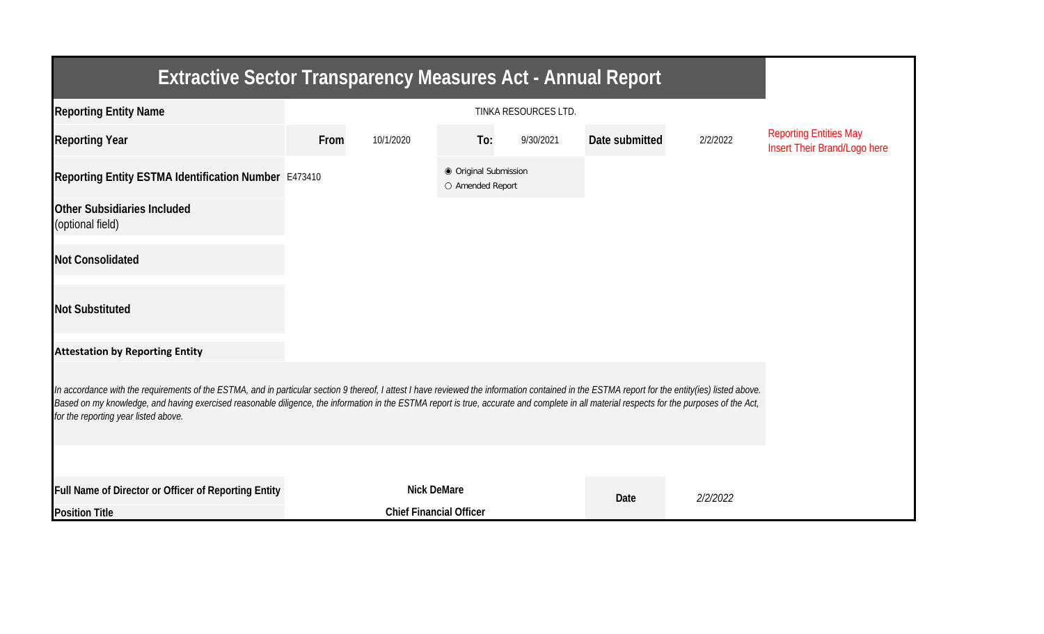# Extractive Sector Transparency Measures Act - Annual Report

| | | | | | | |
|---|---|---|---|---|---|---|
| **Reporting Entity Name** | TINKA RESOURCES LTD. | | | | | Reporting Entities May Insert Their Brand/Logo here |
| **Reporting Year** | **From** 10/1/2020 | **To:** 9/30/2021 | | **Date submitted** | 2/2/2022 | |
| **Reporting Entity ESTMA Identification Number** | E473410 | ◉ Original Submission ○ Amended Report | | | | |
| **Other Subsidiaries Included** (optional field) | | | | | | |
| **Not Consolidated** | | | | | | |
| **Not Substituted** | | | | | | |

**Attestation by Reporting Entity**

*In accordance with the requirements of the ESTMA, and in particular section 9 thereof, I attest I have reviewed the information contained in the ESTMA report for the entity(ies) listed above. Based on my knowledge, and having exercised reasonable diligence, the information in the ESTMA report is true, accurate and complete in all material respects for the purposes of the Act, for the reporting year listed above.*

| | | | |
|---|---|---|---|
| **Full Name of Director or Officer of Reporting Entity** | **Nick DeMare** | **Date** | *2/2/2022* |
| **Position Title** | **Chief Financial Officer** | | |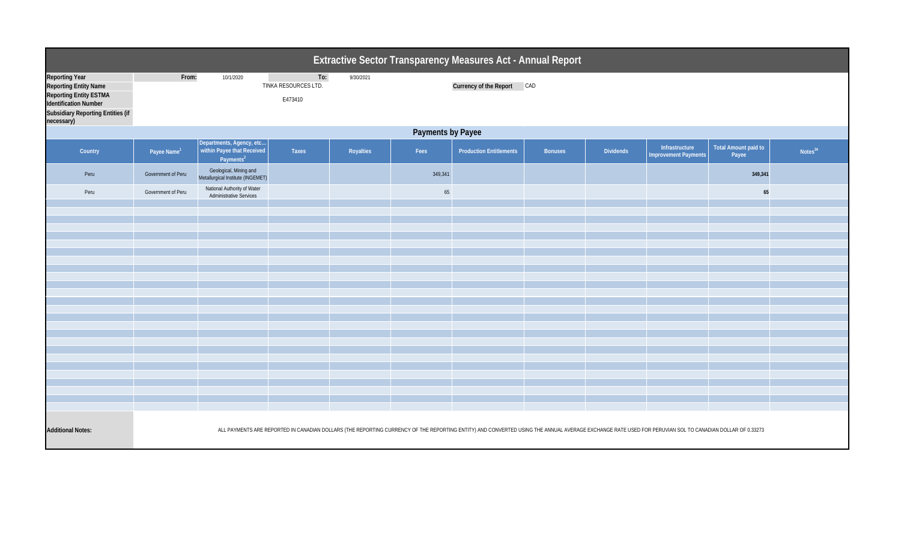# Extractive Sector Transparency Measures Act - Annual Report

| | | | | |
|---|---|---|---|---|
| **Reporting Year** | From: | 10/1/2020 | To: | 9/30/2021 |
| **Reporting Entity Name** | TINKA RESOURCES LTD. | | **Currency of the Report** | CAD |
| **Reporting Entity ESTMA Identification Number** | E473410 | | | |
| **Subsidiary Reporting Entities (if necessary)** | | | | |

## Payments by Payee

| Country | Payee Name[1] | Departments, Agency, etc... within Payee that Received Payments[2] | Taxes | Royalties | Fees | Production Entitlements | Bonuses | Dividends | Infrastructure Improvement Payments | Total Amount paid to Payee | Notes[34] |
|---|---|---|---|---|---|---|---|---|---|---|---|
| Peru | Government of Peru | Geological, Mining and Metallurgical Institute (INGEMET) | | | 349,341 | | | | | **349,341** | |
| Peru | Government of Peru | National Authority of Water Administrative Services | | | 65 | | | | | **65** | |

**Additional Notes:** ALL PAYMENTS ARE REPORTED IN CANADIAN DOLLARS (THE REPORTING CURRENCY OF THE REPORTING ENTITY) AND CONVERTED USING THE ANNUAL AVERAGE EXCHANGE RATE USED FOR PERUVIAN SOL TO CANADIAN DOLLAR OF 0.33273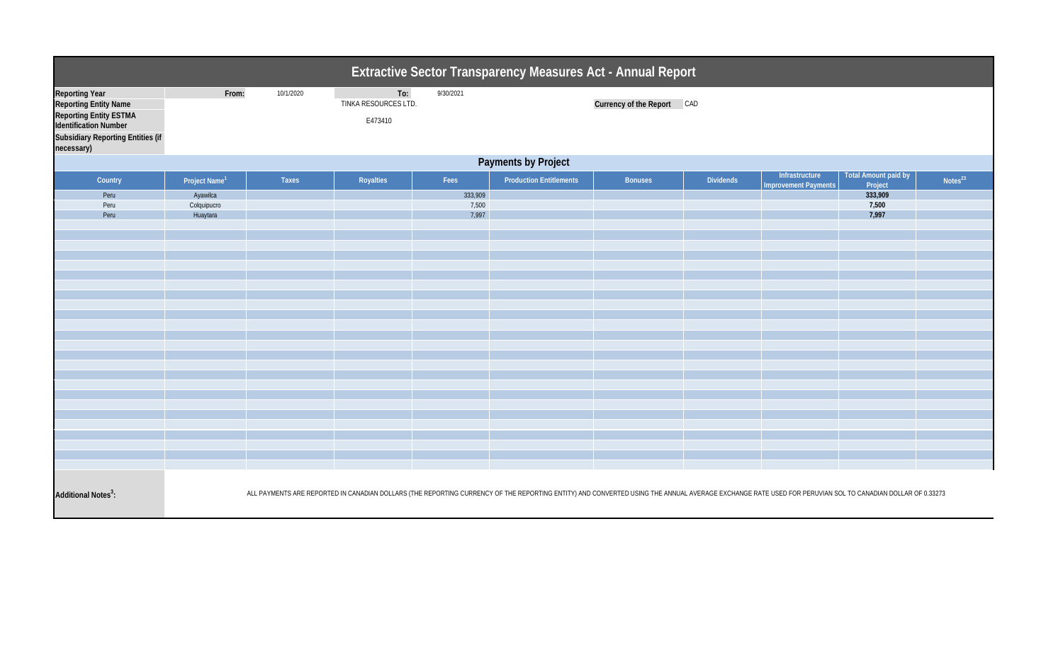# Extractive Sector Transparency Measures Act - Annual Report

| | | | | | |
|---|---|---|---|---|---|
| **Reporting Year** | **From:** | 10/1/2020 | **To:** | 9/30/2021 | |
| **Reporting Entity Name** | | | TINKA RESOURCES LTD. | | **Currency of the Report** CAD |
| **Reporting Entity ESTMA Identification Number** | | | E473410 | | |
| **Subsidiary Reporting Entities (if necessary)** | | | | | |

## Payments by Project

| Country | Project Name[1] | Taxes | Royalties | Fees | Production Entitlements | Bonuses | Dividends | Infrastructure Improvement Payments | Total Amount paid by Project | Notes[23] |
|---|---|---|---|---|---|---|---|---|---|---|
| Peru | Ayawilca | | | 333,909 | | | | | **333,909** | |
| Peru | Colquipucro | | | 7,500 | | | | | **7,500** | |
| Peru | Huaytara | | | 7,997 | | | | | **7,997** | |

**Additional Notes[3]:**

ALL PAYMENTS ARE REPORTED IN CANADIAN DOLLARS (THE REPORTING CURRENCY OF THE REPORTING ENTITY) AND CONVERTED USING THE ANNUAL AVERAGE EXCHANGE RATE USED FOR PERUVIAN SOL TO CANADIAN DOLLAR OF 0.33273